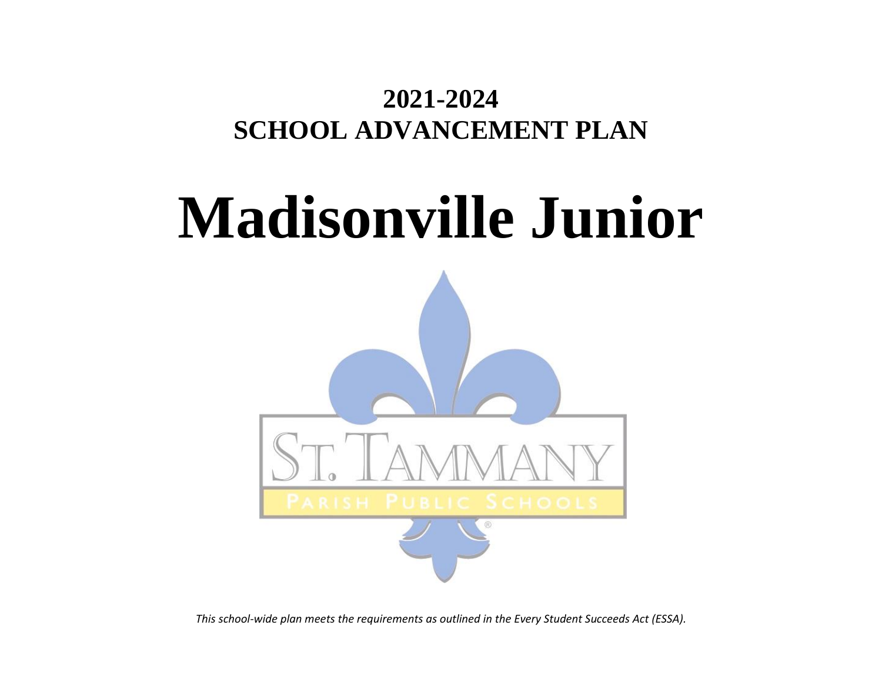# 2021-2024
# SCHOOL ADVANCEMENT PLAN

# Madisonville Junior

*This school-wide plan meets the requirements as outlined in the Every Student Succeeds Act (ESSA).*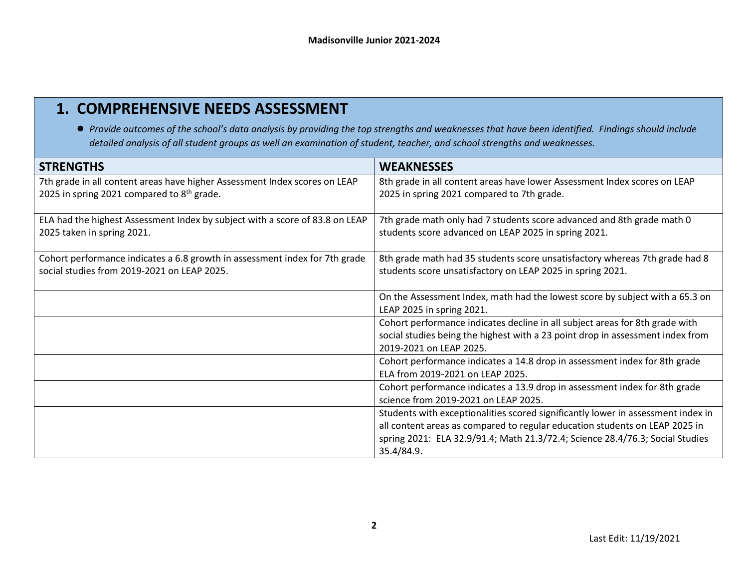## 1. COMPREHENSIVE NEEDS ASSESSMENT

- *Provide outcomes of the school's data analysis by providing the top strengths and weaknesses that have been identified. Findings should include detailed analysis of all student groups as well an examination of student, teacher, and school strengths and weaknesses.*

| STRENGTHS | WEAKNESSES |
|---|---|
| 7th grade in all content areas have higher Assessment Index scores on LEAP 2025 in spring 2021 compared to 8th grade. | 8th grade in all content areas have lower Assessment Index scores on LEAP 2025 in spring 2021 compared to 7th grade. |
| ELA had the highest Assessment Index by subject with a score of 83.8 on LEAP 2025 taken in spring 2021. | 7th grade math only had 7 students score advanced and 8th grade math 0 students score advanced on LEAP 2025 in spring 2021. |
| Cohort performance indicates a 6.8 growth in assessment index for 7th grade social studies from 2019-2021 on LEAP 2025. | 8th grade math had 35 students score unsatisfactory whereas 7th grade had 8 students score unsatisfactory on LEAP 2025 in spring 2021. |
| | On the Assessment Index, math had the lowest score by subject with a 65.3 on LEAP 2025 in spring 2021. |
| | Cohort performance indicates decline in all subject areas for 8th grade with social studies being the highest with a 23 point drop in assessment index from 2019-2021 on LEAP 2025. |
| | Cohort performance indicates a 14.8 drop in assessment index for 8th grade ELA from 2019-2021 on LEAP 2025. |
| | Cohort performance indicates a 13.9 drop in assessment index for 8th grade science from 2019-2021 on LEAP 2025. |
| | Students with exceptionalities scored significantly lower in assessment index in all content areas as compared to regular education students on LEAP 2025 in spring 2021: ELA 32.9/91.4; Math 21.3/72.4; Science 28.4/76.3; Social Studies 35.4/84.9. |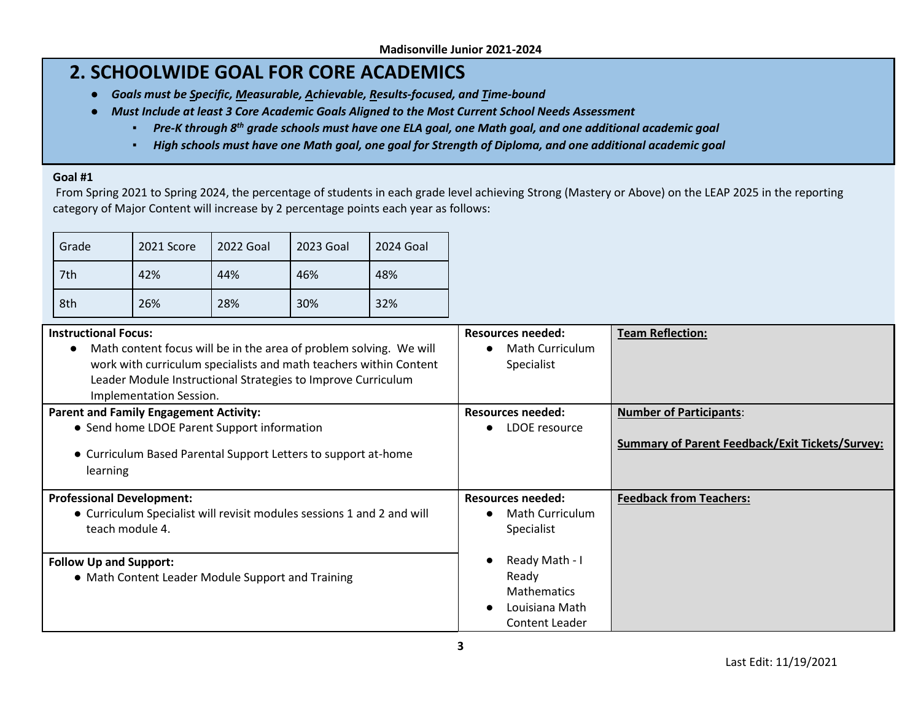## 2. SCHOOLWIDE GOAL FOR CORE ACADEMICS

- ***Goals must be Specific, Measurable, Achievable, Results-focused, and Time-bound***
- ***Must Include at least 3 Core Academic Goals Aligned to the Most Current School Needs Assessment***
    - ***Pre-K through 8th grade schools must have one ELA goal, one Math goal, and one additional academic goal***
    - ***High schools must have one Math goal, one goal for Strength of Diploma, and one additional academic goal***

**Goal #1**

From Spring 2021 to Spring 2024, the percentage of students in each grade level achieving Strong (Mastery or Above) on the LEAP 2025 in the reporting category of Major Content will increase by 2 percentage points each year as follows:

| Grade | 2021 Score | 2022 Goal | 2023 Goal | 2024 Goal |
|---|---|---|---|---|
| 7th | 42% | 44% | 46% | 48% |
| 8th | 26% | 28% | 30% | 32% |

| | Resources needed: | |
|---|---|---|
| **Instructional Focus:**<br>● Math content focus will be in the area of problem solving. We will work with curriculum specialists and math teachers within Content Leader Module Instructional Strategies to Improve Curriculum Implementation Session. | **Resources needed:**<br>● Math Curriculum Specialist | **Team Reflection:** |
| **Parent and Family Engagement Activity:**<br>● Send home LDOE Parent Support information<br>● Curriculum Based Parental Support Letters to support at-home learning | **Resources needed:**<br>● LDOE resource | **Number of Participants**:<br>**Summary of Parent Feedback/Exit Tickets/Survey:** |
| **Professional Development:**<br>● Curriculum Specialist will revisit modules sessions 1 and 2 and will teach module 4. | **Resources needed:**<br>● Math Curriculum Specialist<br>● Ready Math - I Ready Mathematics<br>● Louisiana Math Content Leader | **Feedback from Teachers:** |
| **Follow Up and Support:**<br>● Math Content Leader Module Support and Training | | |

Last Edit: 11/19/2021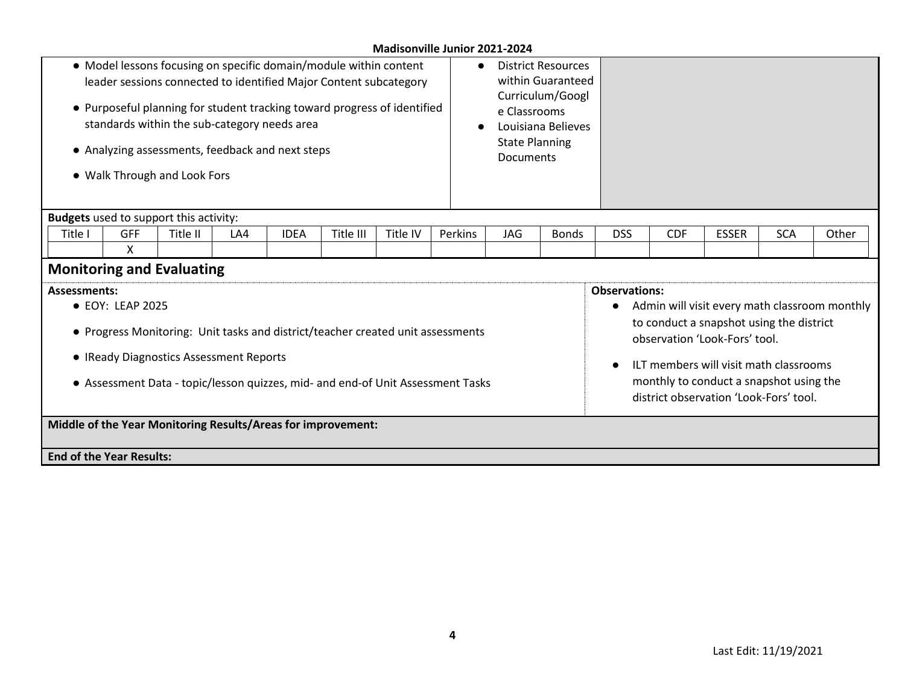- Model lessons focusing on specific domain/module within content leader sessions connected to identified Major Content subcategory
- Purposeful planning for student tracking toward progress of identified standards within the sub-category needs area
- Analyzing assessments, feedback and next steps
- Walk Through and Look Fors

- District Resources within Guaranteed Curriculum/Google Classrooms
- Louisiana Believes State Planning Documents

**Budgets** used to support this activity:

| Title I | GFF | Title II | LA4 | IDEA | Title III | Title IV | Perkins | JAG | Bonds | DSS | CDF | ESSER | SCA | Other |
|---|---|---|---|---|---|---|---|---|---|---|---|---|---|---|
| | X | | | | | | | | | | | | | |

## Monitoring and Evaluating

**Assessments:**

- EOY: LEAP 2025
- Progress Monitoring: Unit tasks and district/teacher created unit assessments
- IReady Diagnostics Assessment Reports
- Assessment Data - topic/lesson quizzes, mid- and end-of Unit Assessment Tasks

**Observations:**

- Admin will visit every math classroom monthly to conduct a snapshot using the district observation 'Look-Fors' tool.
- ILT members will visit math classrooms monthly to conduct a snapshot using the district observation 'Look-Fors' tool.

**Middle of the Year Monitoring Results/Areas for improvement:**

**End of the Year Results:**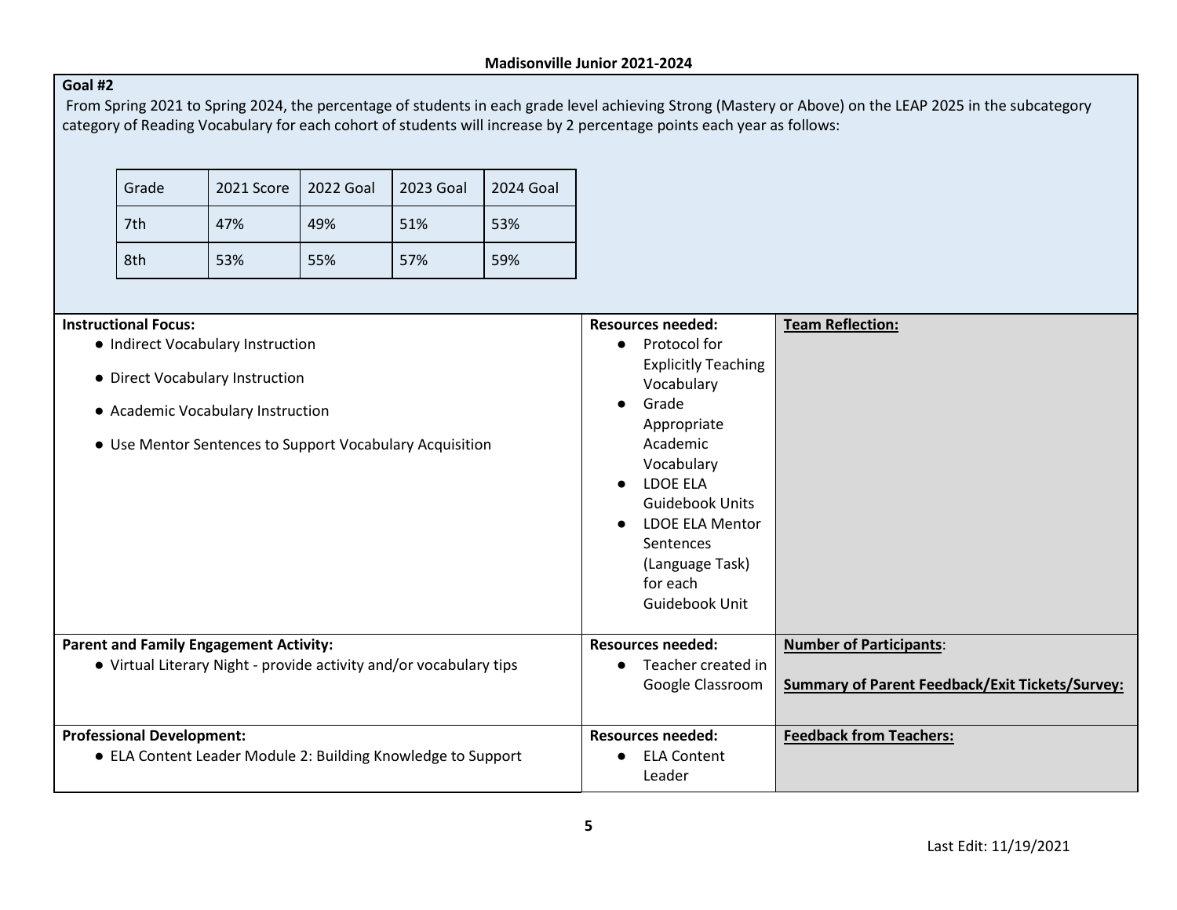**Madisonville Junior 2021-2024**

**Goal #2**

From Spring 2021 to Spring 2024, the percentage of students in each grade level achieving Strong (Mastery or Above) on the LEAP 2025 in the subcategory category of Reading Vocabulary for each cohort of students will increase by 2 percentage points each year as follows:

| Grade | 2021 Score | 2022 Goal | 2023 Goal | 2024 Goal |
|---|---|---|---|---|
| 7th | 47% | 49% | 51% | 53% |
| 8th | 53% | 55% | 57% | 59% |

| **Instructional Focus:** | **Resources needed:** | **Team Reflection:** |
|---|---|---|
| • Indirect Vocabulary Instruction<br>• Direct Vocabulary Instruction<br>• Academic Vocabulary Instruction<br>• Use Mentor Sentences to Support Vocabulary Acquisition | • Protocol for Explicitly Teaching Vocabulary<br>• Grade Appropriate Academic Vocabulary<br>• LDOE ELA Guidebook Units<br>• LDOE ELA Mentor Sentences (Language Task) for each Guidebook Unit | |
| **Parent and Family Engagement Activity:** | **Resources needed:** | **Number of Participants**: |
| • Virtual Literary Night - provide activity and/or vocabulary tips | • Teacher created in Google Classroom | **Summary of Parent Feedback/Exit Tickets/Survey:** |
| **Professional Development:** | **Resources needed:** | **Feedback from Teachers:** |
| • ELA Content Leader Module 2: Building Knowledge to Support | • ELA Content Leader | |

Last Edit: 11/19/2021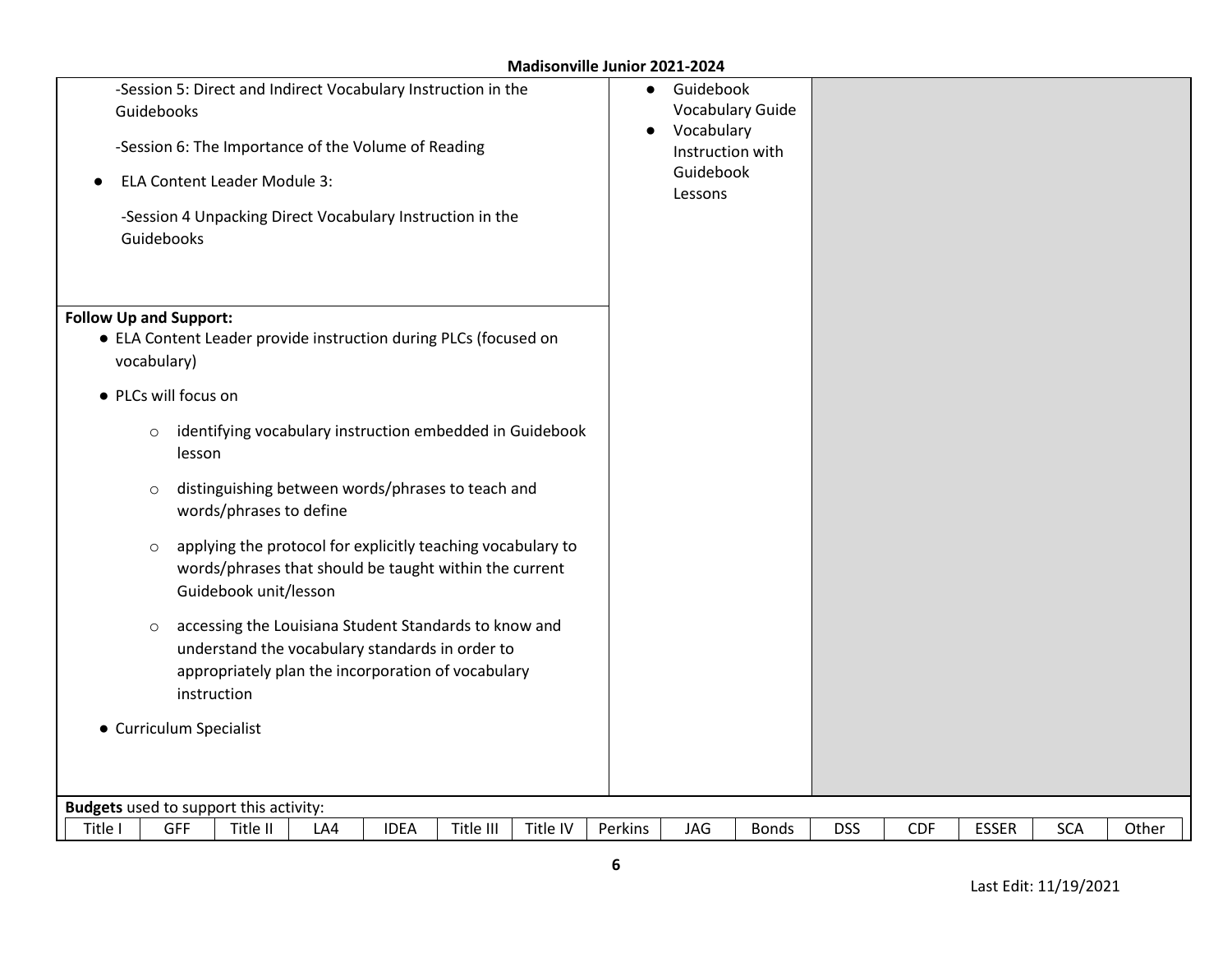| | | |
|---|---|---|
| -Session 5: Direct and Indirect Vocabulary Instruction in the Guidebooks<br><br>-Session 6: The Importance of the Volume of Reading<br><br>● ELA Content Leader Module 3:<br><br>-Session 4 Unpacking Direct Vocabulary Instruction in the Guidebooks | ● Guidebook Vocabulary Guide<br>● Vocabulary Instruction with Guidebook Lessons | |
| **Follow Up and Support:**<br>● ELA Content Leader provide instruction during PLCs (focused on vocabulary)<br>● PLCs will focus on<br>○ identifying vocabulary instruction embedded in Guidebook lesson<br>○ distinguishing between words/phrases to teach and words/phrases to define<br>○ applying the protocol for explicitly teaching vocabulary to words/phrases that should be taught within the current Guidebook unit/lesson<br>○ accessing the Louisiana Student Standards to know and understand the vocabulary standards in order to appropriately plan the incorporation of vocabulary instruction<br>● Curriculum Specialist | | |

**Budgets** used to support this activity:

| Title I | GFF | Title II | LA4 | IDEA | Title III | Title IV | Perkins | JAG | Bonds | DSS | CDF | ESSER | SCA | Other |
|---|---|---|---|---|---|---|---|---|---|---|---|---|---|---|

Last Edit: 11/19/2021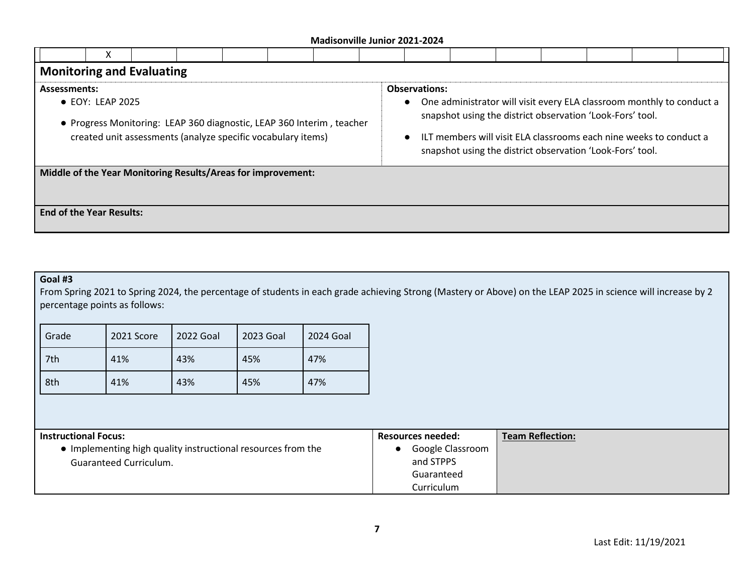| | X | | | | | | | | | | | | | | |
|---|---|---|---|---|---|---|---|---|---|---|---|---|---|---|---|

## Monitoring and Evaluating

**Assessments:**

- EOY: LEAP 2025
- Progress Monitoring: LEAP 360 diagnostic, LEAP 360 Interim , teacher created unit assessments (analyze specific vocabulary items)

**Observations:**

- One administrator will visit every ELA classroom monthly to conduct a snapshot using the district observation 'Look-Fors' tool.
- ILT members will visit ELA classrooms each nine weeks to conduct a snapshot using the district observation 'Look-Fors' tool.

**Middle of the Year Monitoring Results/Areas for improvement:**

**End of the Year Results:**

**Goal #3**

From Spring 2021 to Spring 2024, the percentage of students in each grade achieving Strong (Mastery or Above) on the LEAP 2025 in science will increase by 2 percentage points as follows:

| Grade | 2021 Score | 2022 Goal | 2023 Goal | 2024 Goal |
|---|---|---|---|---|
| 7th | 41% | 43% | 45% | 47% |
| 8th | 41% | 43% | 45% | 47% |

**Instructional Focus:**

- Implementing high quality instructional resources from the Guaranteed Curriculum.

**Resources needed:**

- Google Classroom and STPPS Guaranteed Curriculum

**Team Reflection:**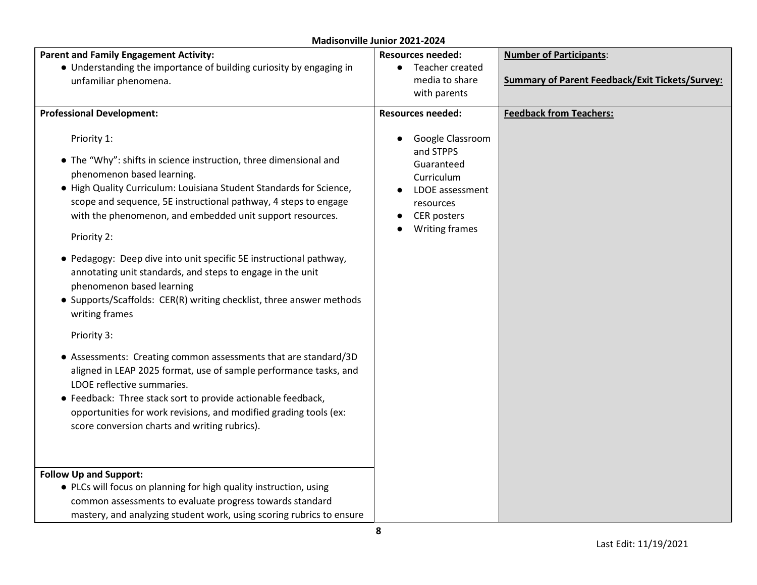**Madisonville Junior 2021-2024**

| **Parent and Family Engagement Activity:** | **Resources needed:** | **Number of Participants**: |
|---|---|---|
| ● Understanding the importance of building curiosity by engaging in unfamiliar phenomena. | ● Teacher created media to share with parents | **Summary of Parent Feedback/Exit Tickets/Survey:** |
| **Professional Development:**<br><br>Priority 1:<br>● The "Why": shifts in science instruction, three dimensional and phenomenon based learning.<br>● High Quality Curriculum: Louisiana Student Standards for Science, scope and sequence, 5E instructional pathway, 4 steps to engage with the phenomenon, and embedded unit support resources.<br><br>Priority 2:<br>● Pedagogy: Deep dive into unit specific 5E instructional pathway, annotating unit standards, and steps to engage in the unit phenomenon based learning<br>● Supports/Scaffolds: CER(R) writing checklist, three answer methods writing frames<br><br>Priority 3:<br>● Assessments: Creating common assessments that are standard/3D aligned in LEAP 2025 format, use of sample performance tasks, and LDOE reflective summaries.<br>● Feedback: Three stack sort to provide actionable feedback, opportunities for work revisions, and modified grading tools (ex: score conversion charts and writing rubrics). | **Resources needed:**<br><br>● Google Classroom and STPPS Guaranteed Curriculum<br>● LDOE assessment resources<br>● CER posters<br>● Writing frames | **Feedback from Teachers:** |
| **Follow Up and Support:**<br>● PLCs will focus on planning for high quality instruction, using common assessments to evaluate progress towards standard mastery, and analyzing student work, using scoring rubrics to ensure | | |

Last Edit: 11/19/2021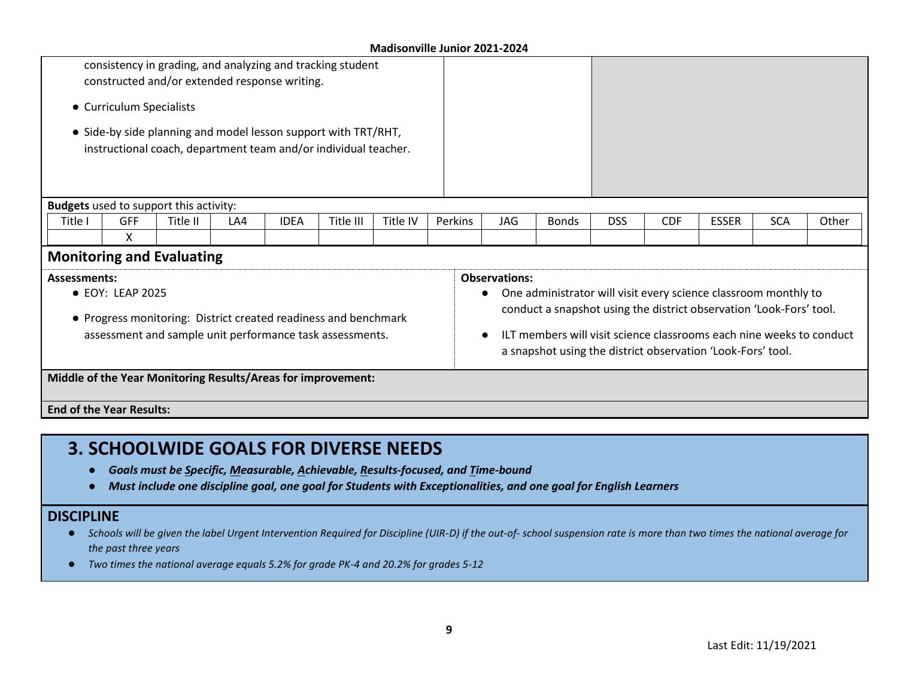consistency in grading, and analyzing and tracking student constructed and/or extended response writing.

- Curriculum Specialists
- Side-by side planning and model lesson support with TRT/RHT, instructional coach, department team and/or individual teacher.

**Budgets** used to support this activity:

| Title I | GFF | Title II | LA4 | IDEA | Title III | Title IV | Perkins | JAG | Bonds | DSS | CDF | ESSER | SCA | Other |
|---|---|---|---|---|---|---|---|---|---|---|---|---|---|---|
| | X | | | | | | | | | | | | | |

## Monitoring and Evaluating

**Assessments:**

- EOY: LEAP 2025
- Progress monitoring: District created readiness and benchmark assessment and sample unit performance task assessments.

**Observations:**

- One administrator will visit every science classroom monthly to conduct a snapshot using the district observation 'Look-Fors' tool.
- ILT members will visit science classrooms each nine weeks to conduct a snapshot using the district observation 'Look-Fors' tool.

**Middle of the Year Monitoring Results/Areas for improvement:**

**End of the Year Results:**

# 3. SCHOOLWIDE GOALS FOR DIVERSE NEEDS

- ***Goals must be Specific, Measurable, Achievable, Results-focused, and Time-bound***
- ***Must include one discipline goal, one goal for Students with Exceptionalities, and one goal for English Learners***

## DISCIPLINE

- *Schools will be given the label Urgent Intervention Required for Discipline (UIR-D) if the out-of- school suspension rate is more than two times the national average for the past three years*
- *Two times the national average equals 5.2% for grade PK-4 and 20.2% for grades 5-12*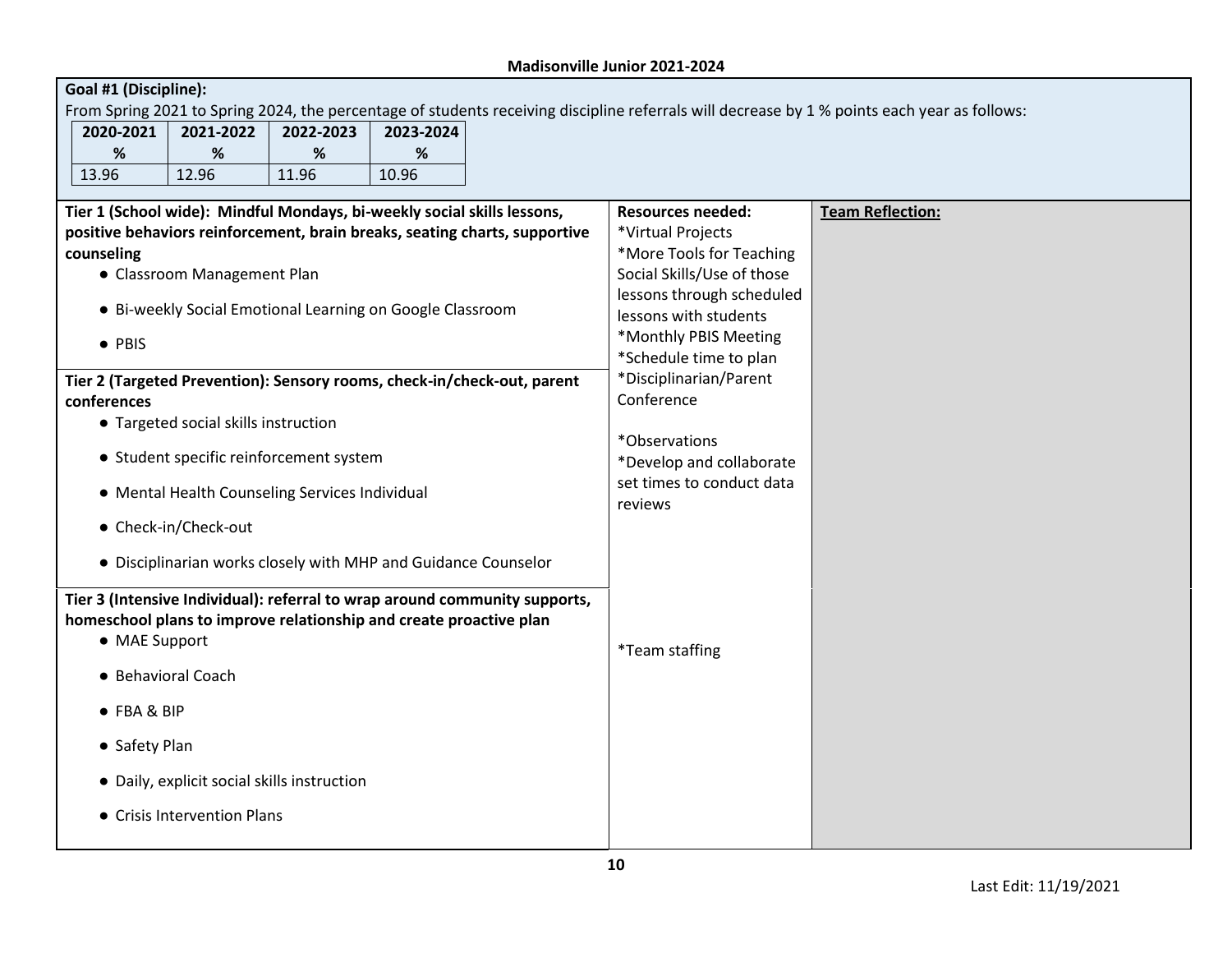**Madisonville Junior 2021-2024**

**Goal #1 (Discipline):**

From Spring 2021 to Spring 2024, the percentage of students receiving discipline referrals will decrease by 1 % points each year as follows:

| 2020-2021 % | 2021-2022 % | 2022-2023 % | 2023-2024 % |
|---|---|---|---|
| 13.96 | 12.96 | 11.96 | 10.96 |

**Tier 1 (School wide): Mindful Mondays, bi-weekly social skills lessons, positive behaviors reinforcement, brain breaks, seating charts, supportive counseling**

- Classroom Management Plan
- Bi-weekly Social Emotional Learning on Google Classroom
- PBIS

**Tier 2 (Targeted Prevention): Sensory rooms, check-in/check-out, parent conferences**

- Targeted social skills instruction
- Student specific reinforcement system
- Mental Health Counseling Services Individual
- Check-in/Check-out
- Disciplinarian works closely with MHP and Guidance Counselor

**Resources needed:**

*Virtual Projects
*More Tools for Teaching Social Skills/Use of those lessons through scheduled lessons with students
*Monthly PBIS Meeting
*Schedule time to plan
*Disciplinarian/Parent Conference

*Observations
*Develop and collaborate set times to conduct data reviews

**Tier 3 (Intensive Individual): referral to wrap around community supports, homeschool plans to improve relationship and create proactive plan**

- MAE Support
- Behavioral Coach
- FBA & BIP
- Safety Plan
- Daily, explicit social skills instruction
- Crisis Intervention Plans

**Resources needed:**

*Team staffing

**Team Reflection:**

Last Edit: 11/19/2021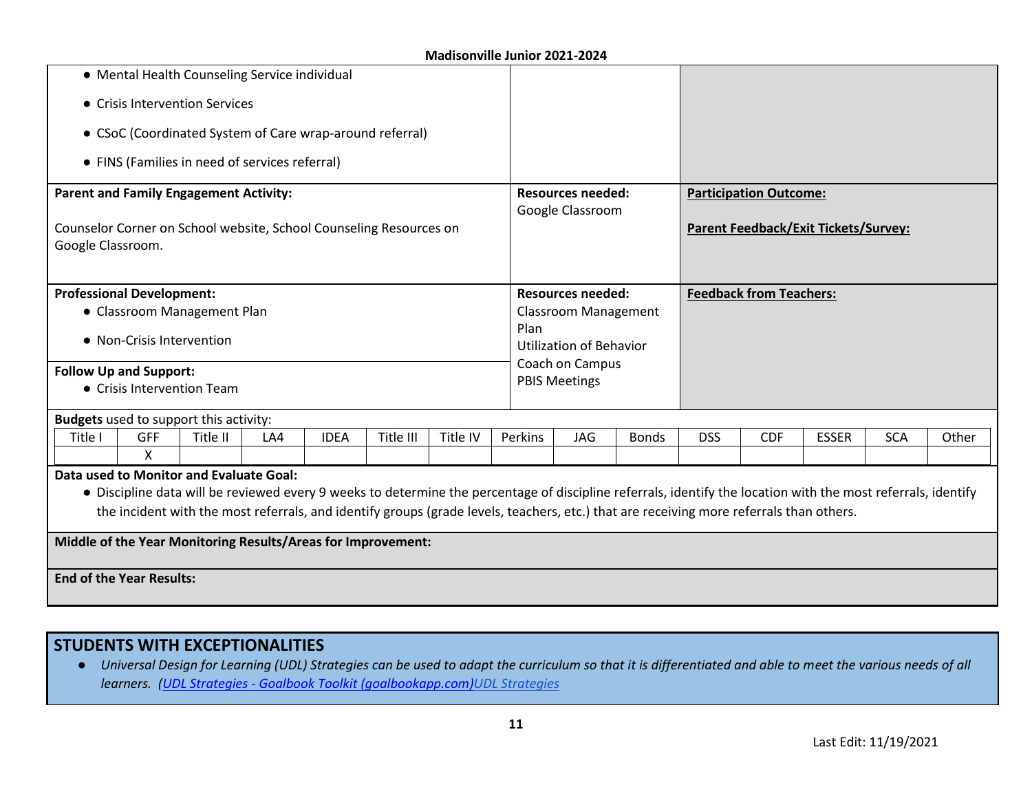- Mental Health Counseling Service individual
- Crisis Intervention Services
- CSoC (Coordinated System of Care wrap-around referral)
- FINS (Families in need of services referral)

| | | |
|---|---|---|
| **Parent and Family Engagement Activity:**<br><br>Counselor Corner on School website, School Counseling Resources on Google Classroom. | **Resources needed:**<br>Google Classroom | **Participation Outcome:**<br><br>**Parent Feedback/Exit Tickets/Survey:** |
| **Professional Development:**<br>- Classroom Management Plan<br>- Non-Crisis Intervention<br><br>**Follow Up and Support:**<br>- Crisis Intervention Team | **Resources needed:**<br>Classroom Management Plan<br>Utilization of Behavior Coach on Campus<br>PBIS Meetings | **Feedback from Teachers:** |

**Budgets** used to support this activity:

| Title I | GFF | Title II | LA4 | IDEA | Title III | Title IV | Perkins | JAG | Bonds | DSS | CDF | ESSER | SCA | Other |
|---|---|---|---|---|---|---|---|---|---|---|---|---|---|---|
| | X | | | | | | | | | | | | | |

**Data used to Monitor and Evaluate Goal:**

- Discipline data will be reviewed every 9 weeks to determine the percentage of discipline referrals, identify the location with the most referrals, identify the incident with the most referrals, and identify groups (grade levels, teachers, etc.) that are receiving more referrals than others.

**Middle of the Year Monitoring Results/Areas for Improvement:**

**End of the Year Results:**

## STUDENTS WITH EXCEPTIONALITIES

- *Universal Design for Learning (UDL) Strategies can be used to adapt the curriculum so that it is differentiated and able to meet the various needs of all learners. ([UDL Strategies - Goalbook Toolkit (goalbookapp.com)](goalbookapp.com)[UDL Strategies](goalbookapp.com))*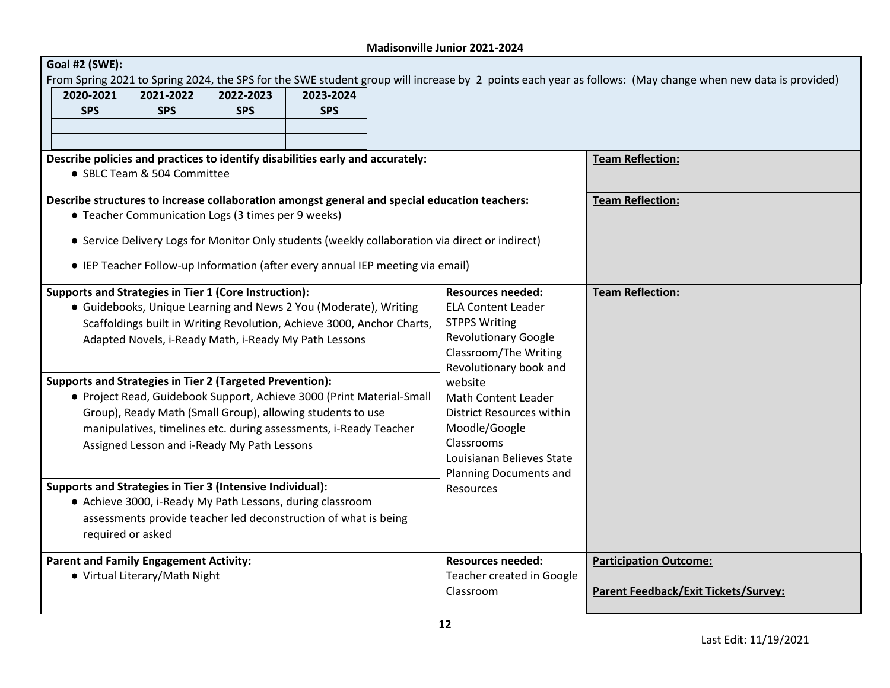**Madisonville Junior 2021-2024**

**Goal #2 (SWE):**

From Spring 2021 to Spring 2024, the SPS for the SWE student group will increase by 2 points each year as follows: (May change when new data is provided)

| 2020-2021 SPS | 2021-2022 SPS | 2022-2023 SPS | 2023-2024 SPS |
|---|---|---|---|
| | | | |
| | | | |

**Describe policies and practices to identify disabilities early and accurately:**

- SBLC Team & 504 Committee

**Team Reflection:**

**Describe structures to increase collaboration amongst general and special education teachers:**

- Teacher Communication Logs (3 times per 9 weeks)
- Service Delivery Logs for Monitor Only students (weekly collaboration via direct or indirect)
- IEP Teacher Follow-up Information (after every annual IEP meeting via email)

**Team Reflection:**

| Supports and Strategies | Resources needed: | Team Reflection: |
|---|---|---|
| **Supports and Strategies in Tier 1 (Core Instruction):** <br>• Guidebooks, Unique Learning and News 2 You (Moderate), Writing Scaffoldings built in Writing Revolution, Achieve 3000, Anchor Charts, Adapted Novels, i-Ready Math, i-Ready My Path Lessons | ELA Content Leader<br>STPPS Writing Revolutionary Google Classroom/The Writing Revolutionary book and website<br>Math Content Leader<br>District Resources within Moodle/Google Classrooms<br>Louisianan Believes State Planning Documents and Resources | |
| **Supports and Strategies in Tier 2 (Targeted Prevention):** <br>• Project Read, Guidebook Support, Achieve 3000 (Print Material-Small Group), Ready Math (Small Group), allowing students to use manipulatives, timelines etc. during assessments, i-Ready Teacher Assigned Lesson and i-Ready My Path Lessons | | |
| **Supports and Strategies in Tier 3 (Intensive Individual):** <br>• Achieve 3000, i-Ready My Path Lessons, during classroom assessments provide teacher led deconstruction of what is being required or asked | | |

| Parent and Family Engagement Activity: | Resources needed: | Participation Outcome: |
|---|---|---|
| • Virtual Literary/Math Night | Teacher created in Google Classroom | **Parent Feedback/Exit Tickets/Survey:** |

Last Edit: 11/19/2021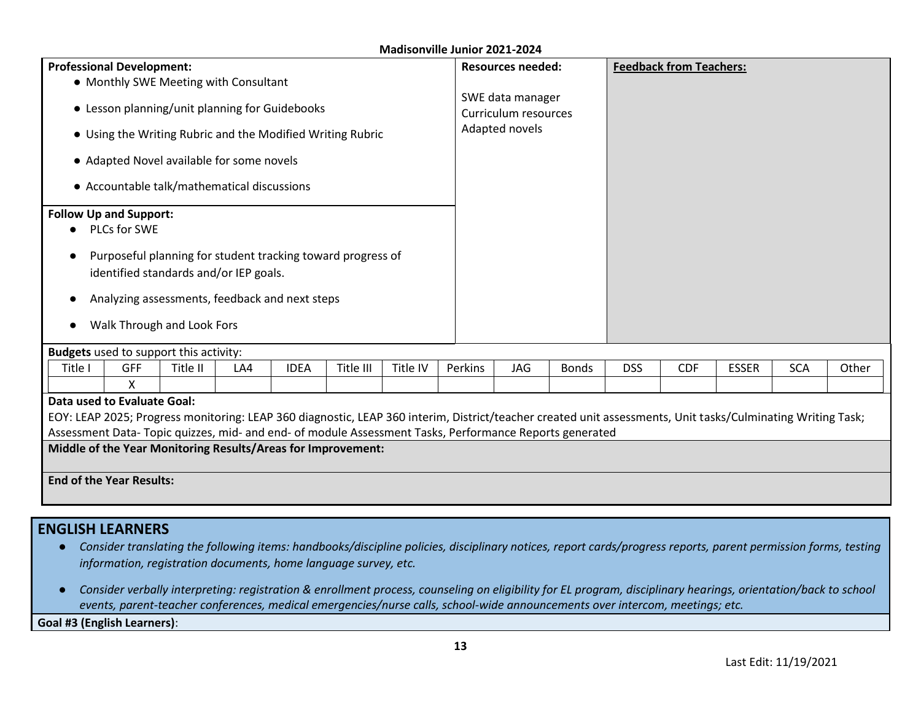**Professional Development:**

- Monthly SWE Meeting with Consultant
- Lesson planning/unit planning for Guidebooks
- Using the Writing Rubric and the Modified Writing Rubric
- Adapted Novel available for some novels
- Accountable talk/mathematical discussions

**Resources needed:**

SWE data manager
Curriculum resources
Adapted novels

**Feedback from Teachers:**

**Follow Up and Support:**

- PLCs for SWE
- Purposeful planning for student tracking toward progress of identified standards and/or IEP goals.
- Analyzing assessments, feedback and next steps
- Walk Through and Look Fors

**Budgets** used to support this activity:

| Title I | GFF | Title II | LA4 | IDEA | Title III | Title IV | Perkins | JAG | Bonds | DSS | CDF | ESSER | SCA | Other |
|---|---|---|---|---|---|---|---|---|---|---|---|---|---|---|
| | X | | | | | | | | | | | | | |

**Data used to Evaluate Goal:**
EOY: LEAP 2025; Progress monitoring: LEAP 360 diagnostic, LEAP 360 interim, District/teacher created unit assessments, Unit tasks/Culminating Writing Task; Assessment Data- Topic quizzes, mid- and end- of module Assessment Tasks, Performance Reports generated

**Middle of the Year Monitoring Results/Areas for Improvement:**

**End of the Year Results:**

## ENGLISH LEARNERS

- *Consider translating the following items: handbooks/discipline policies, disciplinary notices, report cards/progress reports, parent permission forms, testing information, registration documents, home language survey, etc.*
- *Consider verbally interpreting: registration & enrollment process, counseling on eligibility for EL program, disciplinary hearings, orientation/back to school events, parent-teacher conferences, medical emergencies/nurse calls, school-wide announcements over intercom, meetings; etc.*

**Goal #3 (English Learners)**: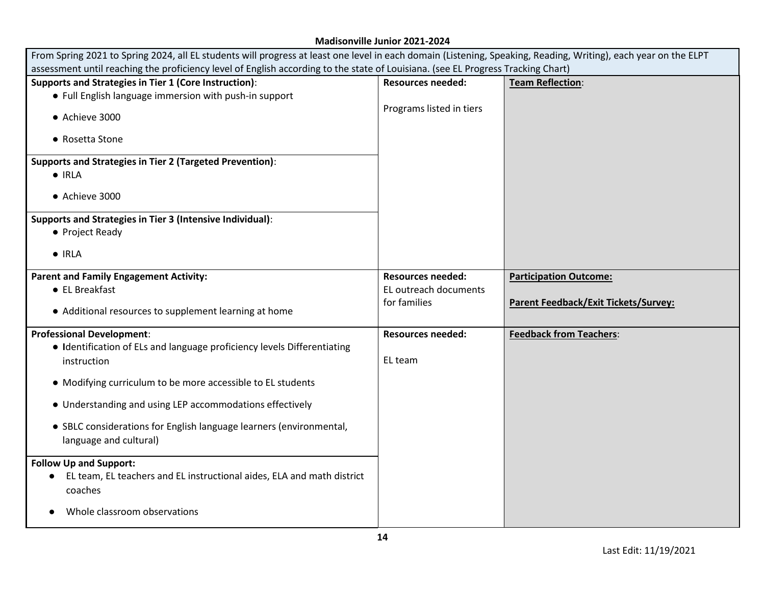**Madisonville Junior 2021-2024**

| From Spring 2021 to Spring 2024, all EL students will progress at least one level in each domain (Listening, Speaking, Reading, Writing), each year on the ELPT assessment until reaching the proficiency level of English according to the state of Louisiana. (see EL Progress Tracking Chart) | | |
|---|---|---|
| **Supports and Strategies in Tier 1 (Core Instruction)**:<br>• Full English language immersion with push-in support<br>• Achieve 3000<br>• Rosetta Stone<br><br>**Supports and Strategies in Tier 2 (Targeted Prevention)**:<br>• IRLA<br>• Achieve 3000<br><br>**Supports and Strategies in Tier 3 (Intensive Individual)**:<br>• Project Ready<br>• IRLA | **Resources needed:**<br><br>Programs listed in tiers | **Team Reflection**: |
| **Parent and Family Engagement Activity:**<br>• EL Breakfast<br>• Additional resources to supplement learning at home | **Resources needed:**<br>EL outreach documents for families | **Participation Outcome:**<br><br>**Parent Feedback/Exit Tickets/Survey:** |
| **Professional Development**:<br>• Identification of ELs and language proficiency levels Differentiating instruction<br>• Modifying curriculum to be more accessible to EL students<br>• Understanding and using LEP accommodations effectively<br>• SBLC considerations for English language learners (environmental, language and cultural)<br><br>**Follow Up and Support:**<br>• EL team, EL teachers and EL instructional aides, ELA and math district coaches<br>• Whole classroom observations | **Resources needed:**<br><br>EL team | **Feedback from Teachers**: |

Last Edit: 11/19/2021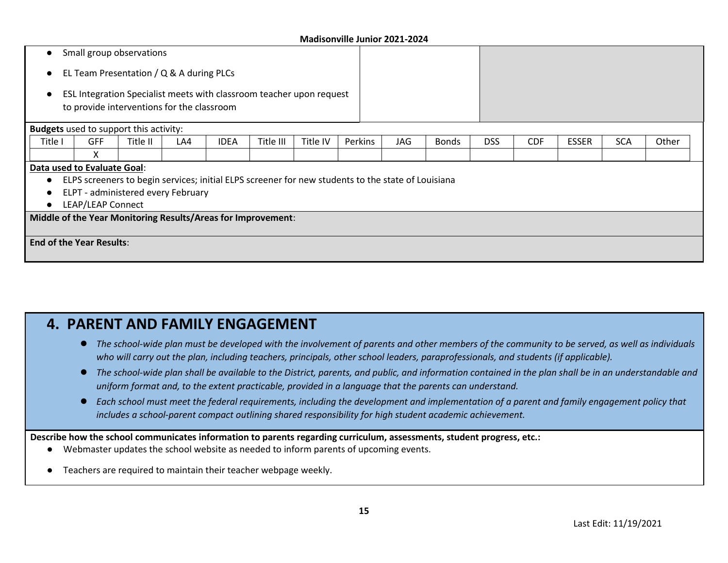- Small group observations
- EL Team Presentation / Q & A during PLCs
- ESL Integration Specialist meets with classroom teacher upon request to provide interventions for the classroom

**Budgets** used to support this activity:

| Title I | GFF | Title II | LA4 | IDEA | Title III | Title IV | Perkins | JAG | Bonds | DSS | CDF | ESSER | SCA | Other |
|---|---|---|---|---|---|---|---|---|---|---|---|---|---|---|
| | X | | | | | | | | | | | | | |

**Data used to Evaluate Goal**:
- ELPS screeners to begin services; initial ELPS screener for new students to the state of Louisiana
- ELPT - administered every February
- LEAP/LEAP Connect

**Middle of the Year Monitoring Results/Areas for Improvement**:

**End of the Year Results**:

# 4. PARENT AND FAMILY ENGAGEMENT

- *The school-wide plan must be developed with the involvement of parents and other members of the community to be served, as well as individuals who will carry out the plan, including teachers, principals, other school leaders, paraprofessionals, and students (if applicable).*
- *The school-wide plan shall be available to the District, parents, and public, and information contained in the plan shall be in an understandable and uniform format and, to the extent practicable, provided in a language that the parents can understand.*
- *Each school must meet the federal requirements, including the development and implementation of a parent and family engagement policy that includes a school-parent compact outlining shared responsibility for high student academic achievement.*

**Describe how the school communicates information to parents regarding curriculum, assessments, student progress, etc.:**
- Webmaster updates the school website as needed to inform parents of upcoming events.
- Teachers are required to maintain their teacher webpage weekly.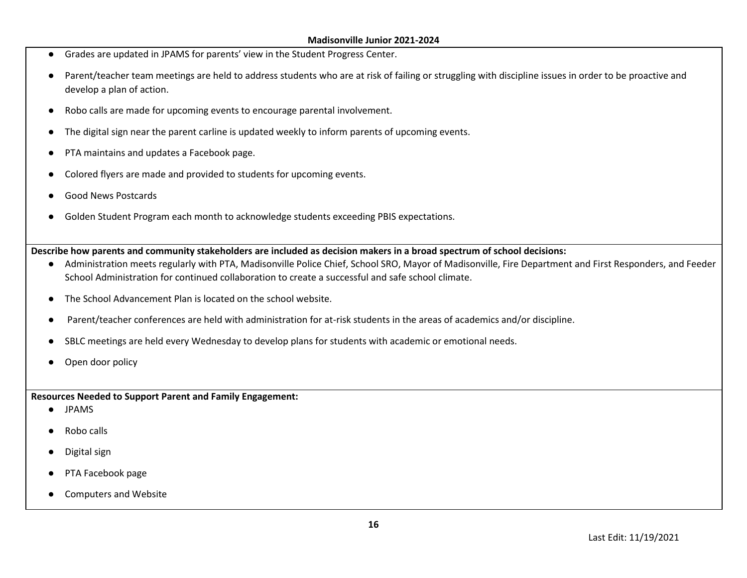- Grades are updated in JPAMS for parents' view in the Student Progress Center.
- Parent/teacher team meetings are held to address students who are at risk of failing or struggling with discipline issues in order to be proactive and develop a plan of action.
- Robo calls are made for upcoming events to encourage parental involvement.
- The digital sign near the parent carline is updated weekly to inform parents of upcoming events.
- PTA maintains and updates a Facebook page.
- Colored flyers are made and provided to students for upcoming events.
- Good News Postcards
- Golden Student Program each month to acknowledge students exceeding PBIS expectations.

**Describe how parents and community stakeholders are included as decision makers in a broad spectrum of school decisions:**

- Administration meets regularly with PTA, Madisonville Police Chief, School SRO, Mayor of Madisonville, Fire Department and First Responders, and Feeder School Administration for continued collaboration to create a successful and safe school climate.
- The School Advancement Plan is located on the school website.
- Parent/teacher conferences are held with administration for at-risk students in the areas of academics and/or discipline.
- SBLC meetings are held every Wednesday to develop plans for students with academic or emotional needs.
- Open door policy

**Resources Needed to Support Parent and Family Engagement:**

- JPAMS
- Robo calls
- Digital sign
- PTA Facebook page
- Computers and Website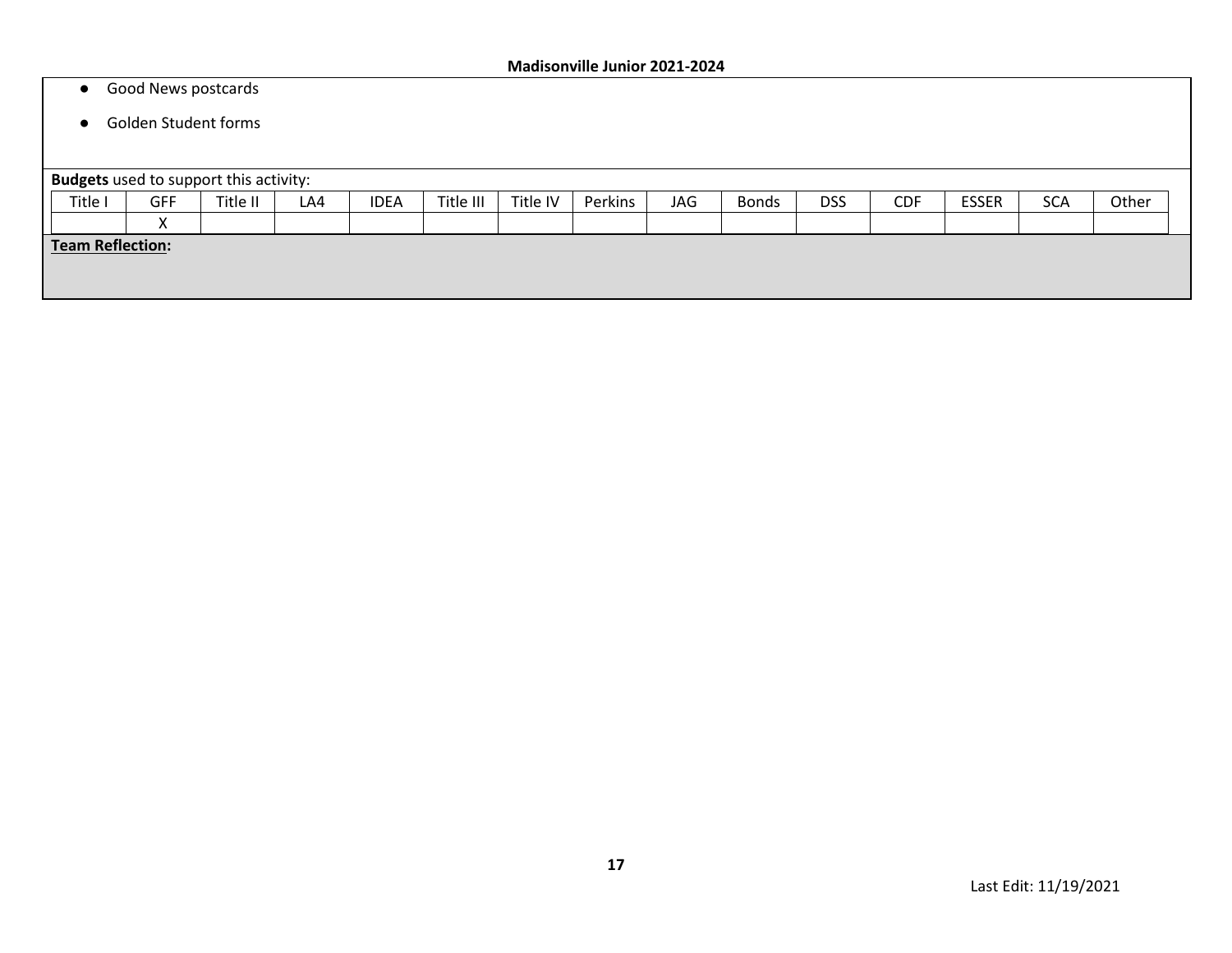- Good News postcards
- Golden Student forms

**Budgets** used to support this activity:

| Title I | GFF | Title II | LA4 | IDEA | Title III | Title IV | Perkins | JAG | Bonds | DSS | CDF | ESSER | SCA | Other |
|---|---|---|---|---|---|---|---|---|---|---|---|---|---|---|
| | X | | | | | | | | | | | | | |

**Team Reflection:**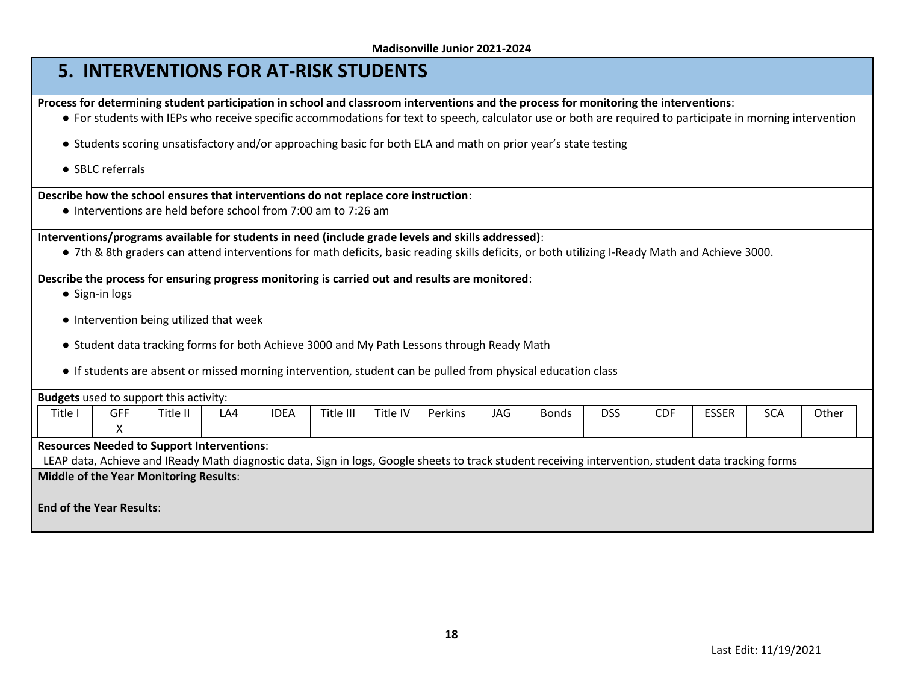## 5. INTERVENTIONS FOR AT-RISK STUDENTS

**Process for determining student participation in school and classroom interventions and the process for monitoring the interventions**:

- For students with IEPs who receive specific accommodations for text to speech, calculator use or both are required to participate in morning intervention
- Students scoring unsatisfactory and/or approaching basic for both ELA and math on prior year's state testing
- SBLC referrals

**Describe how the school ensures that interventions do not replace core instruction**:

- Interventions are held before school from 7:00 am to 7:26 am

**Interventions/programs available for students in need (include grade levels and skills addressed)**:

- 7th & 8th graders can attend interventions for math deficits, basic reading skills deficits, or both utilizing I-Ready Math and Achieve 3000.

**Describe the process for ensuring progress monitoring is carried out and results are monitored**:

- Sign-in logs
- Intervention being utilized that week
- Student data tracking forms for both Achieve 3000 and My Path Lessons through Ready Math
- If students are absent or missed morning intervention, student can be pulled from physical education class

**Budgets** used to support this activity:

| Title I | GFF | Title II | LA4 | IDEA | Title III | Title IV | Perkins | JAG | Bonds | DSS | CDF | ESSER | SCA | Other |
|---|---|---|---|---|---|---|---|---|---|---|---|---|---|---|
| | X | | | | | | | | | | | | | |

**Resources Needed to Support Interventions**:
LEAP data, Achieve and IReady Math diagnostic data, Sign in logs, Google sheets to track student receiving intervention, student data tracking forms

**Middle of the Year Monitoring Results**:

**End of the Year Results**: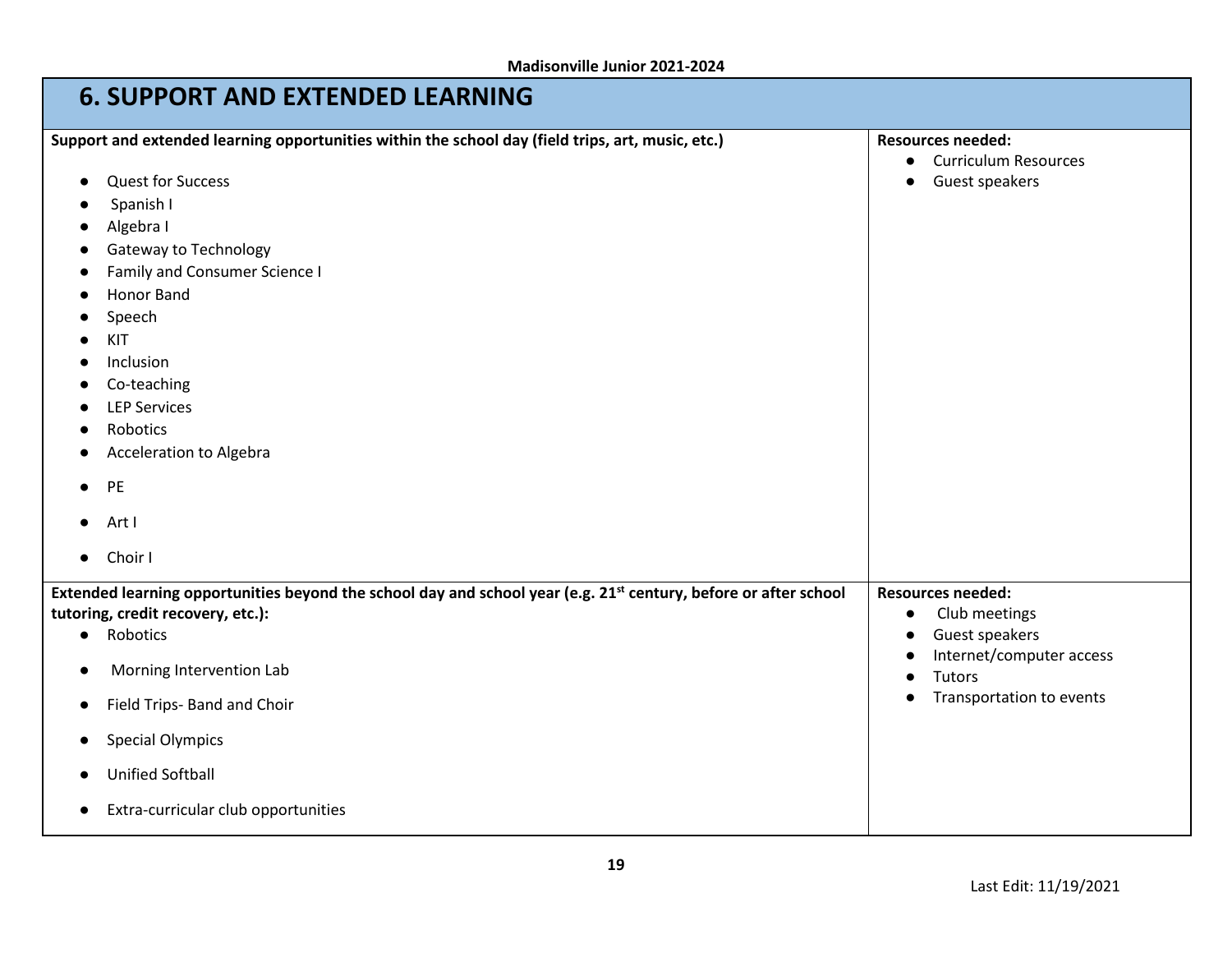## 6. SUPPORT AND EXTENDED LEARNING

| Support and extended learning opportunities within the school day (field trips, art, music, etc.) | Resources needed: |
|---|---|
| • Quest for Success<br>• Spanish I<br>• Algebra I<br>• Gateway to Technology<br>• Family and Consumer Science I<br>• Honor Band<br>• Speech<br>• KIT<br>• Inclusion<br>• Co-teaching<br>• LEP Services<br>• Robotics<br>• Acceleration to Algebra<br>• PE<br>• Art I<br>• Choir I | • Curriculum Resources<br>• Guest speakers |
| **Extended learning opportunities beyond the school day and school year (e.g. 21st century, before or after school tutoring, credit recovery, etc.):**<br>• Robotics<br>• Morning Intervention Lab<br>• Field Trips- Band and Choir<br>• Special Olympics<br>• Unified Softball<br>• Extra-curricular club opportunities | **Resources needed:**<br>• Club meetings<br>• Guest speakers<br>• Internet/computer access<br>• Tutors<br>• Transportation to events |

Last Edit: 11/19/2021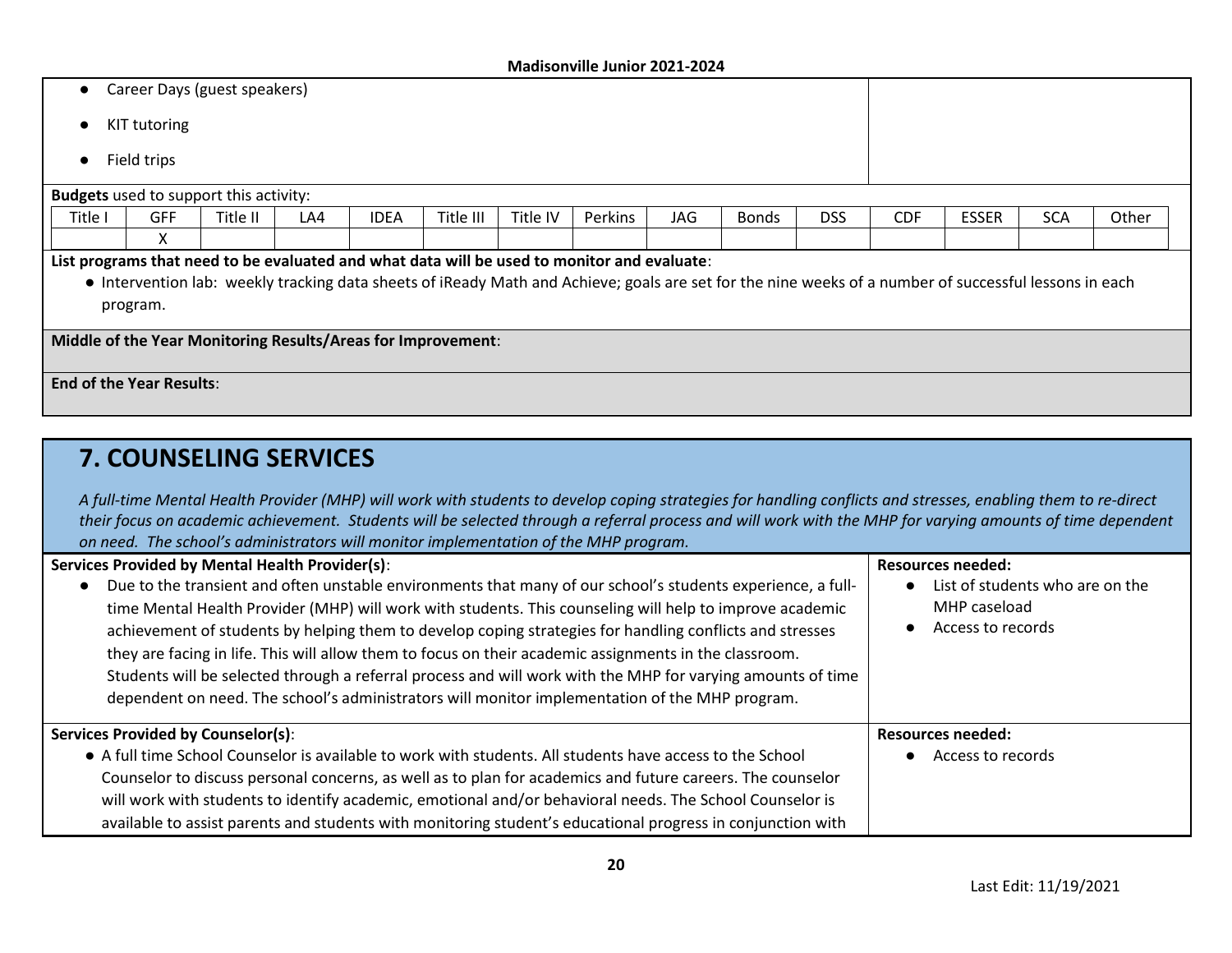- Career Days (guest speakers)
- KIT tutoring
- Field trips

**Budgets** used to support this activity:

| Title I | GFF | Title II | LA4 | IDEA | Title III | Title IV | Perkins | JAG | Bonds | DSS | CDF | ESSER | SCA | Other |
|---|---|---|---|---|---|---|---|---|---|---|---|---|---|---|
| | X | | | | | | | | | | | | | |

**List programs that need to be evaluated and what data will be used to monitor and evaluate**:

- Intervention lab: weekly tracking data sheets of iReady Math and Achieve; goals are set for the nine weeks of a number of successful lessons in each program.

**Middle of the Year Monitoring Results/Areas for Improvement**:

**End of the Year Results**:

# 7. COUNSELING SERVICES

*A full-time Mental Health Provider (MHP) will work with students to develop coping strategies for handling conflicts and stresses, enabling them to re-direct their focus on academic achievement. Students will be selected through a referral process and will work with the MHP for varying amounts of time dependent on need. The school's administrators will monitor implementation of the MHP program.*

**Services Provided by Mental Health Provider(s)**:

- Due to the transient and often unstable environments that many of our school's students experience, a full-time Mental Health Provider (MHP) will work with students. This counseling will help to improve academic achievement of students by helping them to develop coping strategies for handling conflicts and stresses they are facing in life. This will allow them to focus on their academic assignments in the classroom. Students will be selected through a referral process and will work with the MHP for varying amounts of time dependent on need. The school's administrators will monitor implementation of the MHP program.

**Resources needed:**

- List of students who are on the MHP caseload
- Access to records

**Services Provided by Counselor(s)**:

- A full time School Counselor is available to work with students. All students have access to the School Counselor to discuss personal concerns, as well as to plan for academics and future careers. The counselor will work with students to identify academic, emotional and/or behavioral needs. The School Counselor is available to assist parents and students with monitoring student's educational progress in conjunction with

**Resources needed:**

- Access to records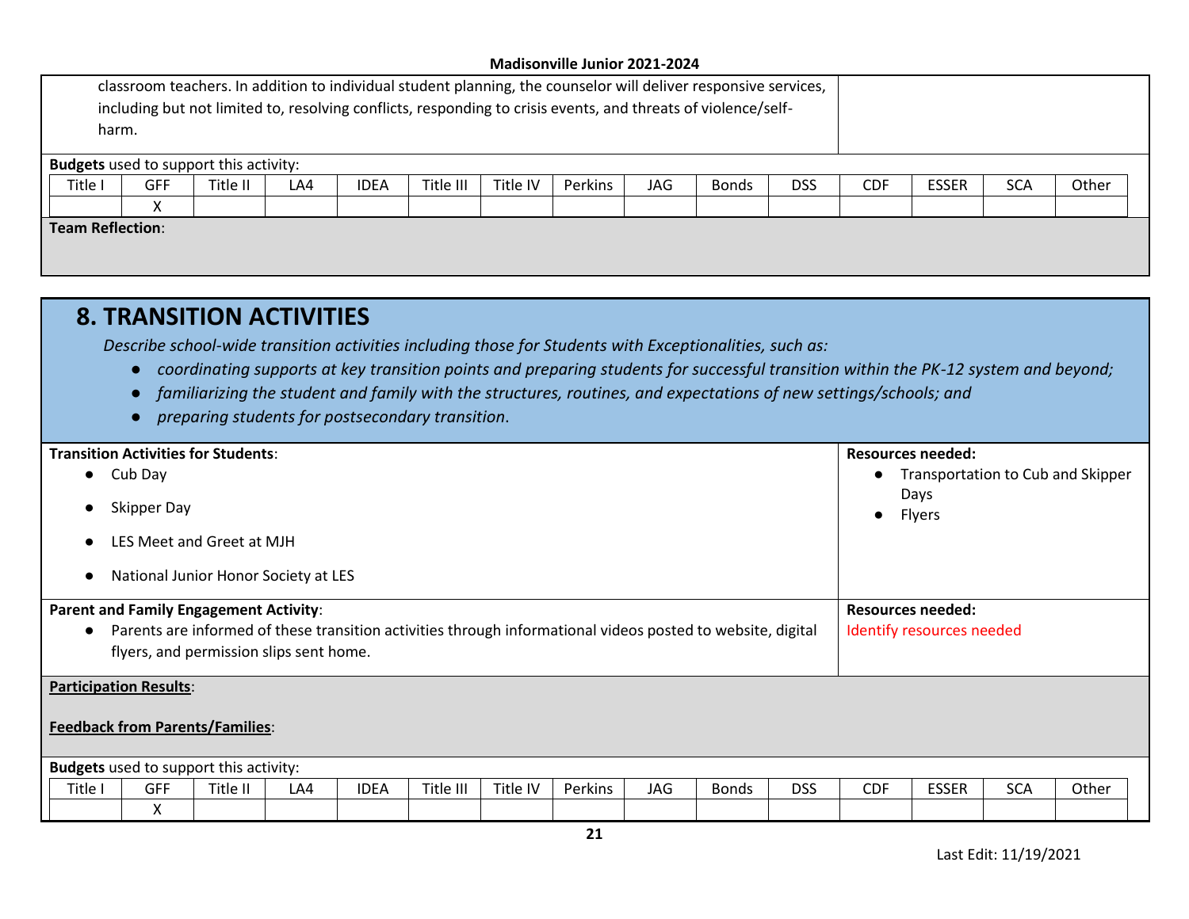classroom teachers. In addition to individual student planning, the counselor will deliver responsive services, including but not limited to, resolving conflicts, responding to crisis events, and threats of violence/self-harm.

**Budgets** used to support this activity:

| Title I | GFF | Title II | LA4 | IDEA | Title III | Title IV | Perkins | JAG | Bonds | DSS | CDF | ESSER | SCA | Other |
|---|---|---|---|---|---|---|---|---|---|---|---|---|---|---|
| | X | | | | | | | | | | | | | |

**Team Reflection**:

## 8. TRANSITION ACTIVITIES

*Describe school-wide transition activities including those for Students with Exceptionalities, such as:*

- *coordinating supports at key transition points and preparing students for successful transition within the PK-12 system and beyond;*
- *familiarizing the student and family with the structures, routines, and expectations of new settings/schools; and*
- *preparing students for postsecondary transition.*

**Transition Activities for Students**:

- Cub Day
- Skipper Day
- LES Meet and Greet at MJH
- National Junior Honor Society at LES

**Resources needed:**

- Transportation to Cub and Skipper Days
- Flyers

**Parent and Family Engagement Activity**:

- Parents are informed of these transition activities through informational videos posted to website, digital flyers, and permission slips sent home.

**Resources needed:**

Identify resources needed

**Participation Results**:

**Feedback from Parents/Families**:

**Budgets** used to support this activity:

| Title I | GFF | Title II | LA4 | IDEA | Title III | Title IV | Perkins | JAG | Bonds | DSS | CDF | ESSER | SCA | Other |
|---|---|---|---|---|---|---|---|---|---|---|---|---|---|---|
| | X | | | | | | | | | | | | | |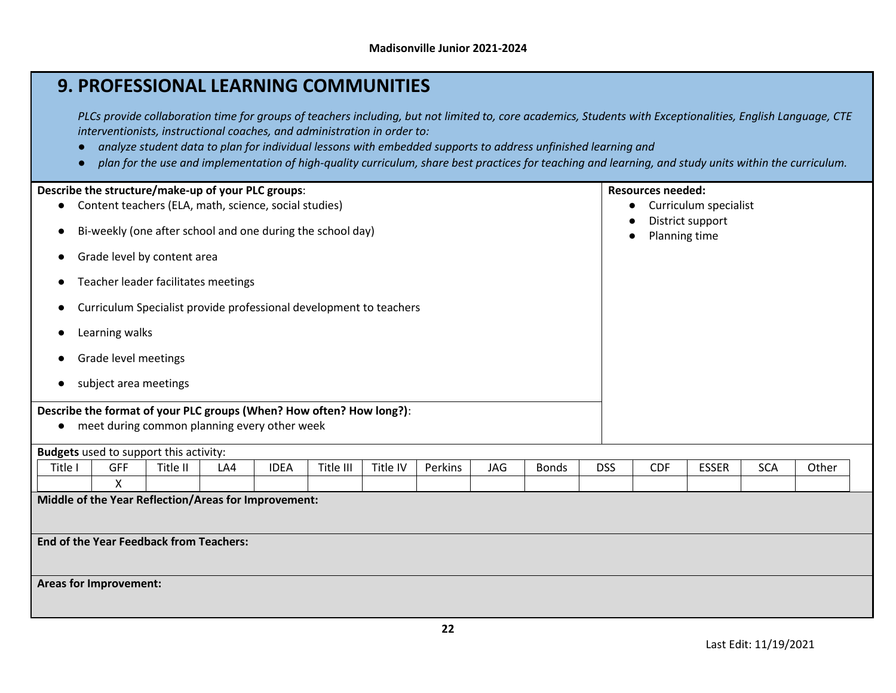## 9. PROFESSIONAL LEARNING COMMUNITIES

*PLCs provide collaboration time for groups of teachers including, but not limited to, core academics, Students with Exceptionalities, English Language, CTE interventionists, instructional coaches, and administration in order to:*

- *analyze student data to plan for individual lessons with embedded supports to address unfinished learning and*
- *plan for the use and implementation of high-quality curriculum, share best practices for teaching and learning, and study units within the curriculum.*

**Describe the structure/make-up of your PLC groups**:

- Content teachers (ELA, math, science, social studies)
- Bi-weekly (one after school and one during the school day)
- Grade level by content area
- Teacher leader facilitates meetings
- Curriculum Specialist provide professional development to teachers
- Learning walks
- Grade level meetings
- subject area meetings

**Describe the format of your PLC groups (When? How often? How long?)**:

- meet during common planning every other week

**Resources needed:**

- Curriculum specialist
- District support
- Planning time

**Budgets** used to support this activity:

| Title I | GFF | Title II | LA4 | IDEA | Title III | Title IV | Perkins | JAG | Bonds | DSS | CDF | ESSER | SCA | Other |
|---|---|---|---|---|---|---|---|---|---|---|---|---|---|---|
| | X | | | | | | | | | | | | | |

**Middle of the Year Reflection/Areas for Improvement:**

**End of the Year Feedback from Teachers:**

**Areas for Improvement:**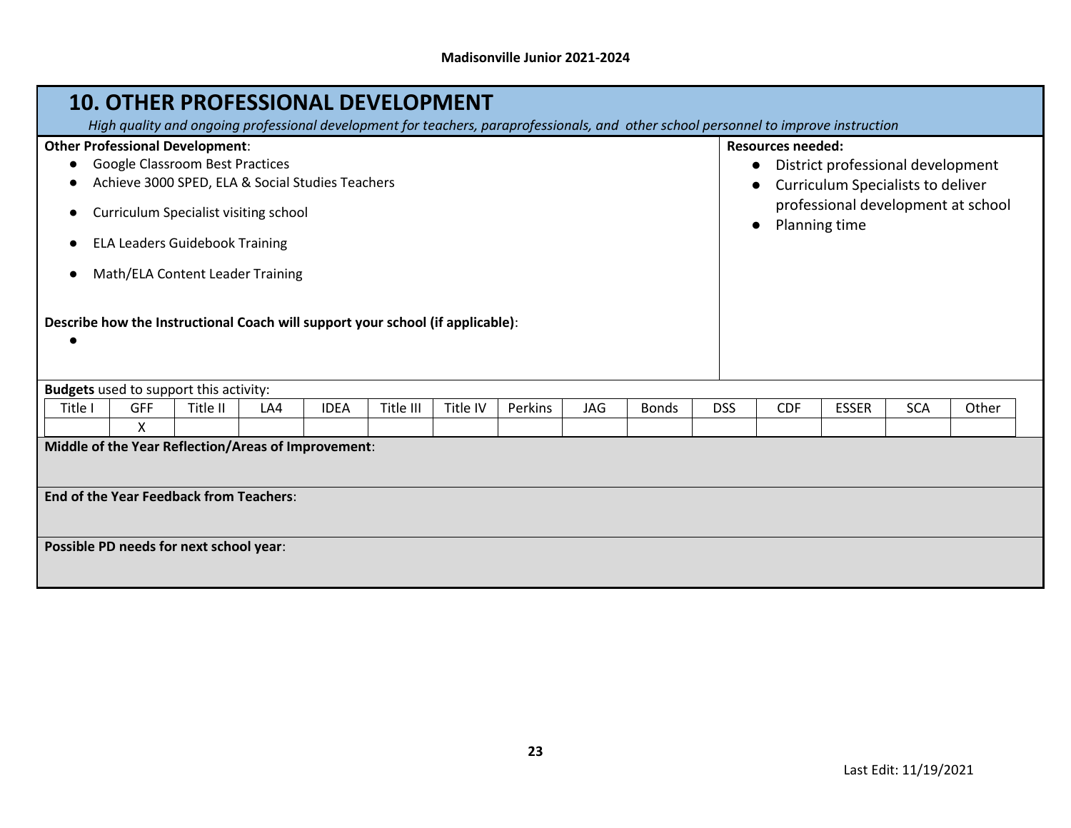## 10. OTHER PROFESSIONAL DEVELOPMENT

*High quality and ongoing professional development for teachers, paraprofessionals, and other school personnel to improve instruction*

**Other Professional Development**:

- Google Classroom Best Practices
- Achieve 3000 SPED, ELA & Social Studies Teachers
- Curriculum Specialist visiting school
- ELA Leaders Guidebook Training
- Math/ELA Content Leader Training

**Describe how the Instructional Coach will support your school (if applicable)**:

-

**Resources needed:**

- District professional development
- Curriculum Specialists to deliver professional development at school
- Planning time

**Budgets** used to support this activity:

| Title I | GFF | Title II | LA4 | IDEA | Title III | Title IV | Perkins | JAG | Bonds | DSS | CDF | ESSER | SCA | Other |
|---|---|---|---|---|---|---|---|---|---|---|---|---|---|---|
| | X | | | | | | | | | | | | | |

**Middle of the Year Reflection/Areas of Improvement**:

**End of the Year Feedback from Teachers**:

**Possible PD needs for next school year**:

Last Edit: 11/19/2021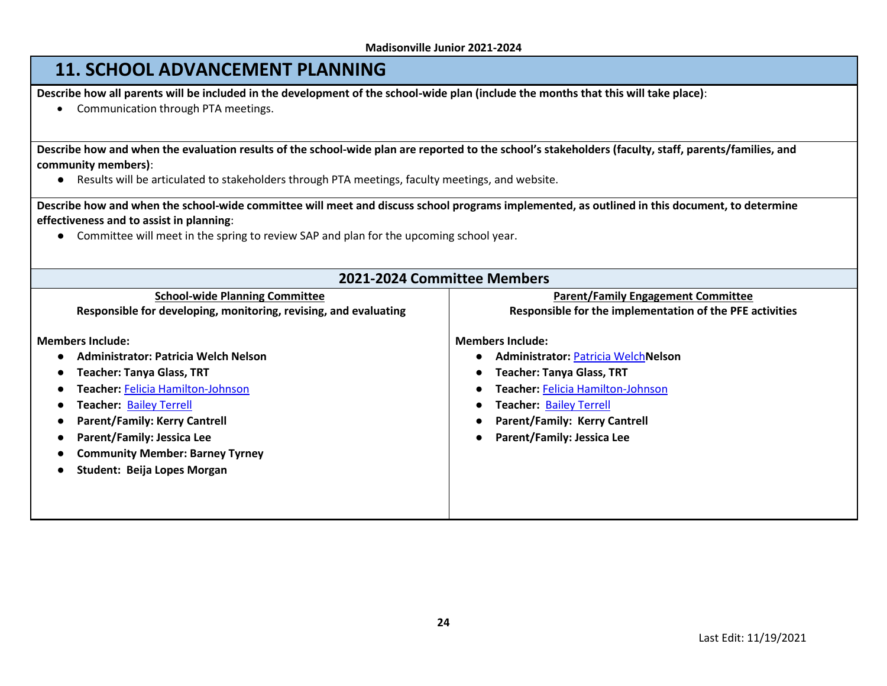## 11. SCHOOL ADVANCEMENT PLANNING

**Describe how all parents will be included in the development of the school-wide plan (include the months that this will take place)**:

- Communication through PTA meetings.

**Describe how and when the evaluation results of the school-wide plan are reported to the school's stakeholders (faculty, staff, parents/families, and community members)**:

- Results will be articulated to stakeholders through PTA meetings, faculty meetings, and website.

**Describe how and when the school-wide committee will meet and discuss school programs implemented, as outlined in this document, to determine effectiveness and to assist in planning**:

- Committee will meet in the spring to review SAP and plan for the upcoming school year.

### 2021-2024 Committee Members

**School-wide Planning Committee**
**Responsible for developing, monitoring, revising, and evaluating**

**Members Include:**

- **Administrator: Patricia Welch Nelson**
- **Teacher: Tanya Glass, TRT**
- **Teacher:** Felicia Hamilton-Johnson
- **Teacher:** Bailey Terrell
- **Parent/Family: Kerry Cantrell**
- **Parent/Family: Jessica Lee**
- **Community Member: Barney Tyrney**
- **Student: Beija Lopes Morgan**

**Parent/Family Engagement Committee**
**Responsible for the implementation of the PFE activities**

**Members Include:**

- **Administrator:** Patricia Welch**Nelson**
- **Teacher: Tanya Glass, TRT**
- **Teacher:** Felicia Hamilton-Johnson
- **Teacher:** Bailey Terrell
- **Parent/Family: Kerry Cantrell**
- **Parent/Family: Jessica Lee**

Last Edit: 11/19/2021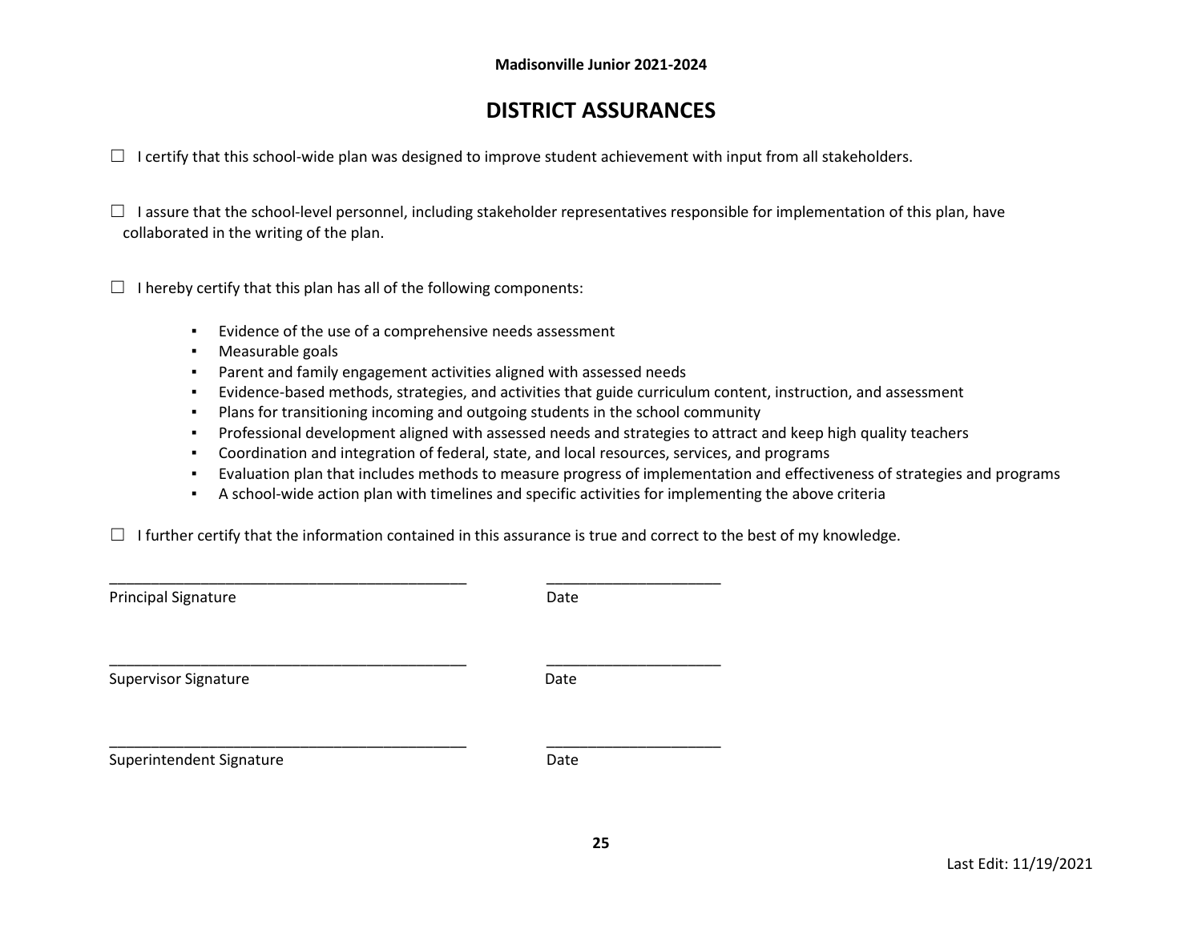# DISTRICT ASSURANCES

☐ I certify that this school-wide plan was designed to improve student achievement with input from all stakeholders.

☐ I assure that the school-level personnel, including stakeholder representatives responsible for implementation of this plan, have collaborated in the writing of the plan.

☐ I hereby certify that this plan has all of the following components:

- Evidence of the use of a comprehensive needs assessment
- Measurable goals
- Parent and family engagement activities aligned with assessed needs
- Evidence-based methods, strategies, and activities that guide curriculum content, instruction, and assessment
- Plans for transitioning incoming and outgoing students in the school community
- Professional development aligned with assessed needs and strategies to attract and keep high quality teachers
- Coordination and integration of federal, state, and local resources, services, and programs
- Evaluation plan that includes methods to measure progress of implementation and effectiveness of strategies and programs
- A school-wide action plan with timelines and specific activities for implementing the above criteria

☐ I further certify that the information contained in this assurance is true and correct to the best of my knowledge.

\_\_\_\_\_\_\_\_\_\_\_\_\_\_\_\_\_\_\_\_\_\_\_\_\_\_\_\_\_\_\_\_\_\_\_\_\_\_\_\_\_\_\_\_ \_\_\_\_\_\_\_\_\_\_\_\_\_\_\_\_\_\_\_\_\_\_

Principal Signature Date

\_\_\_\_\_\_\_\_\_\_\_\_\_\_\_\_\_\_\_\_\_\_\_\_\_\_\_\_\_\_\_\_\_\_\_\_\_\_\_\_\_\_\_\_ \_\_\_\_\_\_\_\_\_\_\_\_\_\_\_\_\_\_\_\_\_\_

Supervisor Signature Date

\_\_\_\_\_\_\_\_\_\_\_\_\_\_\_\_\_\_\_\_\_\_\_\_\_\_\_\_\_\_\_\_\_\_\_\_\_\_\_\_\_\_\_\_ \_\_\_\_\_\_\_\_\_\_\_\_\_\_\_\_\_\_\_\_\_\_

Superintendent Signature Date